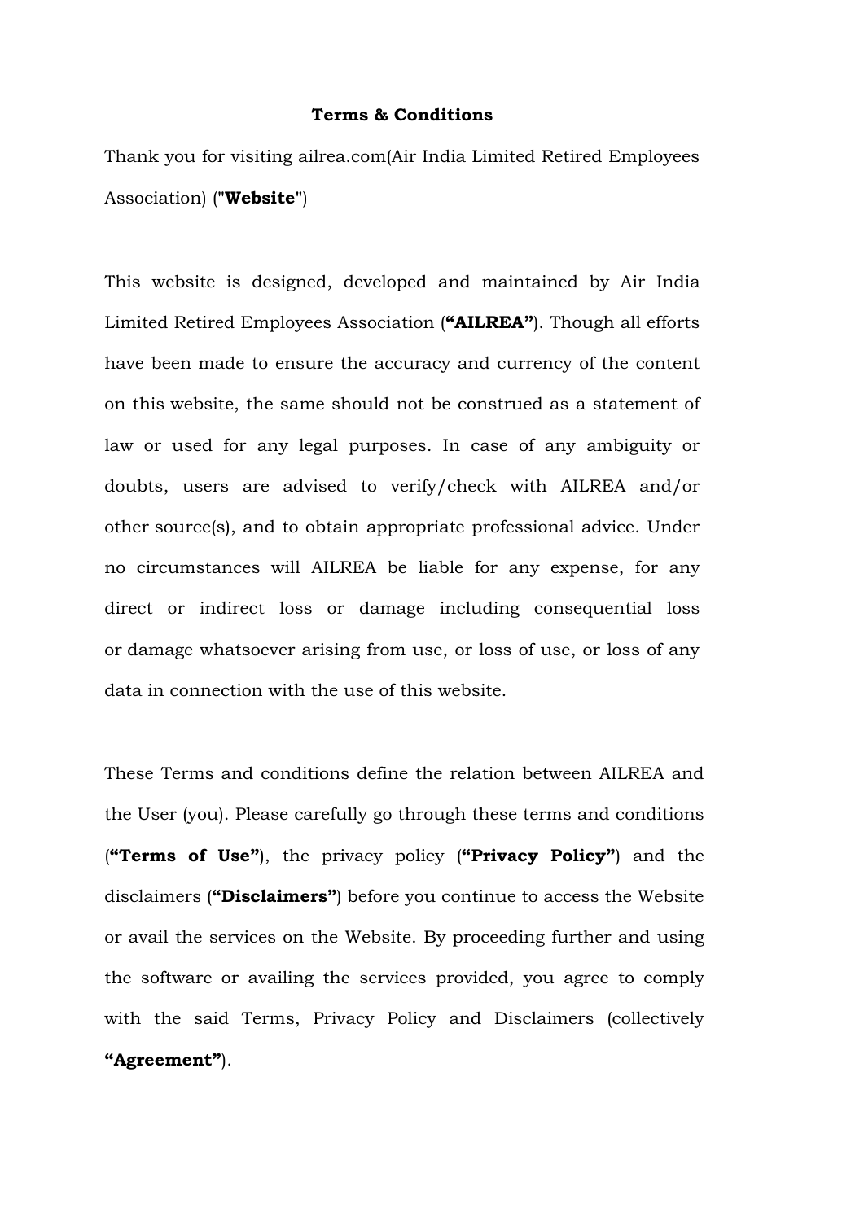# Terms & Conditions

Thank you for visiting ailrea.com(Air India Limited Retired Employees Association) ("**Website**")

This website is designed, developed and maintained by Air India Limited Retired Employees Association (**"AILREA"**). Though all efforts have been made to ensure the accuracy and currency of the content on this website, the same should not be construed as a statement of law or used for any legal purposes. In case of any ambiguity or doubts, users are advised to verify/check with AILREA and/or other source(s), and to obtain appropriate professional advice. Under no circumstances will AILREA be liable for any expense, for any direct or indirect loss or damage including consequential loss or damage whatsoever arising from use, or loss of use, or loss of any data in connection with the use of this website.

These Terms and conditions define the relation between AILREA and the User (you). Please carefully go through these terms and conditions (**"Terms of Use"**), the privacy policy (**"Privacy Policy"**) and the disclaimers (**"Disclaimers"**) before you continue to access the Website or avail the services on the Website. By proceeding further and using the software or availing the services provided, you agree to comply with the said Terms, Privacy Policy and Disclaimers (collectively **"Agreement"**).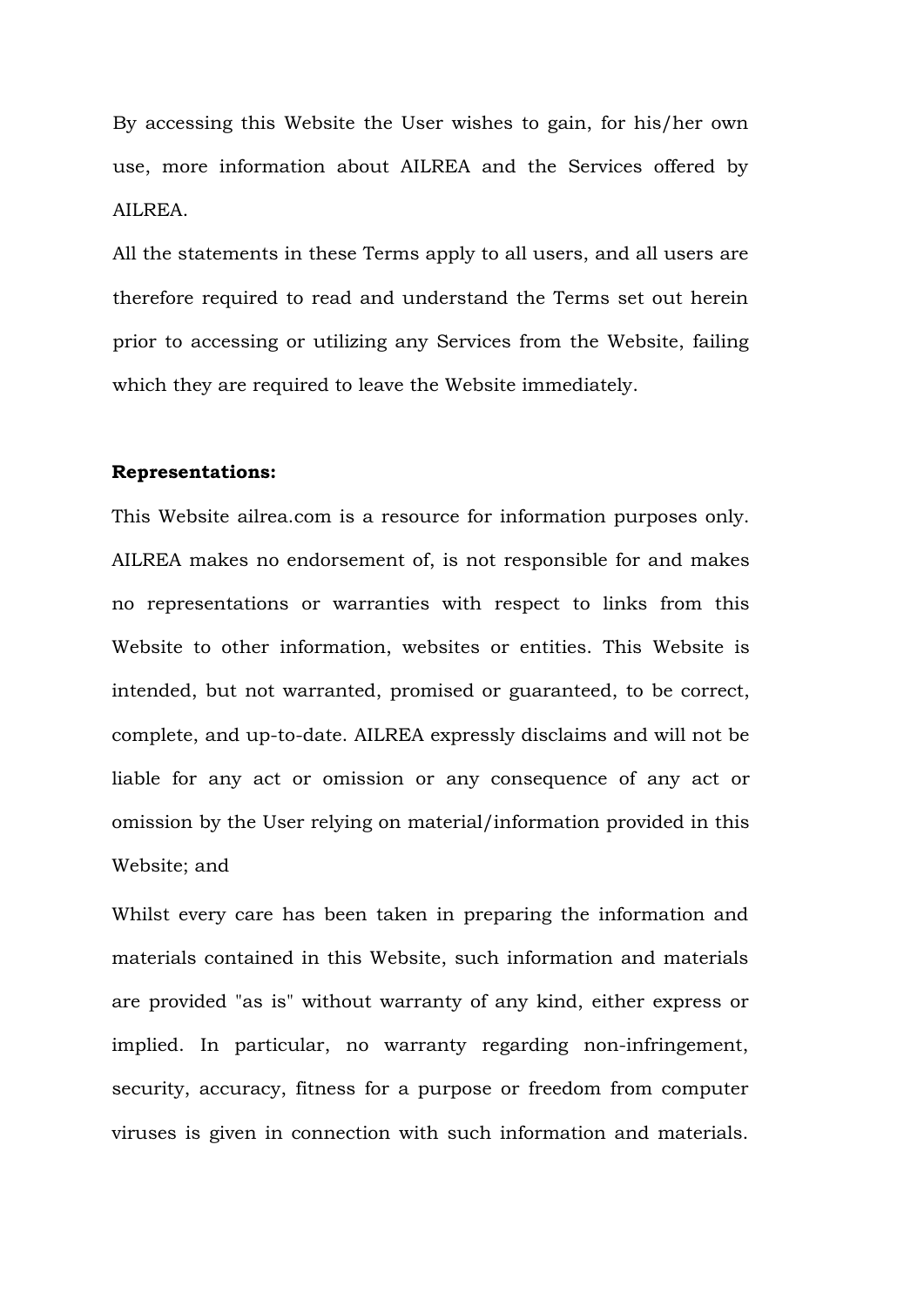By accessing this Website the User wishes to gain, for his/her own use, more information about AILREA and the Services offered by AILREA.

All the statements in these Terms apply to all users, and all users are therefore required to read and understand the Terms set out herein prior to accessing or utilizing any Services from the Website, failing which they are required to leave the Website immediately.

**Representations:**

This Website ailrea.com is a resource for information purposes only. AILREA makes no endorsement of, is not responsible for and makes no representations or warranties with respect to links from this Website to other information, websites or entities. This Website is intended, but not warranted, promised or guaranteed, to be correct, complete, and up-to-date. AILREA expressly disclaims and will not be liable for any act or omission or any consequence of any act or omission by the User relying on material/information provided in this Website; and

Whilst every care has been taken in preparing the information and materials contained in this Website, such information and materials are provided "as is" without warranty of any kind, either express or implied. In particular, no warranty regarding non-infringement, security, accuracy, fitness for a purpose or freedom from computer viruses is given in connection with such information and materials.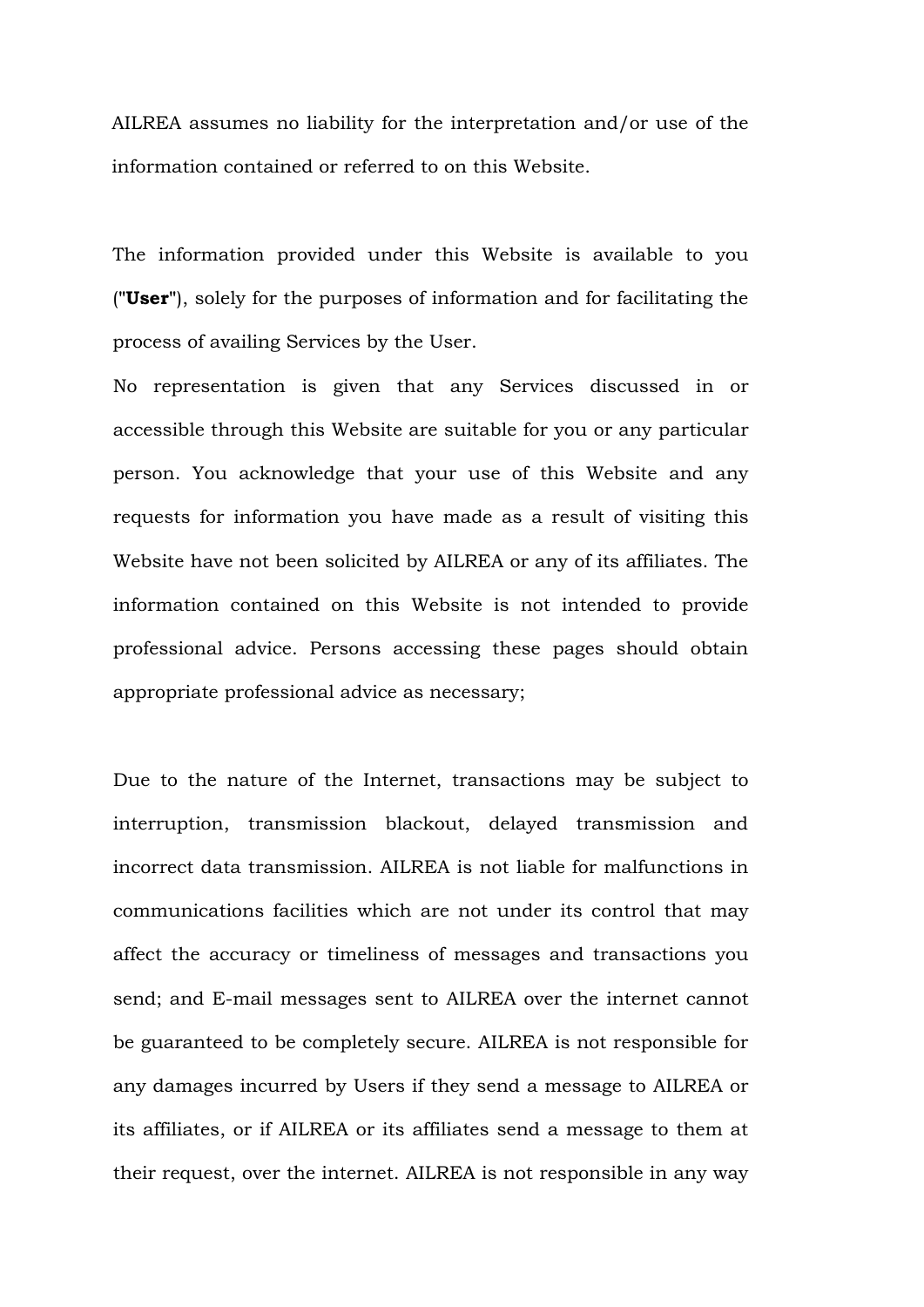AILREA assumes no liability for the interpretation and/or use of the information contained or referred to on this Website.

The information provided under this Website is available to you ("**User**"), solely for the purposes of information and for facilitating the process of availing Services by the User.

No representation is given that any Services discussed in or accessible through this Website are suitable for you or any particular person. You acknowledge that your use of this Website and any requests for information you have made as a result of visiting this Website have not been solicited by AILREA or any of its affiliates. The information contained on this Website is not intended to provide professional advice. Persons accessing these pages should obtain appropriate professional advice as necessary;

Due to the nature of the Internet, transactions may be subject to interruption, transmission blackout, delayed transmission and incorrect data transmission. AILREA is not liable for malfunctions in communications facilities which are not under its control that may affect the accuracy or timeliness of messages and transactions you send; and E-mail messages sent to AILREA over the internet cannot be guaranteed to be completely secure. AILREA is not responsible for any damages incurred by Users if they send a message to AILREA or its affiliates, or if AILREA or its affiliates send a message to them at their request, over the internet. AILREA is not responsible in any way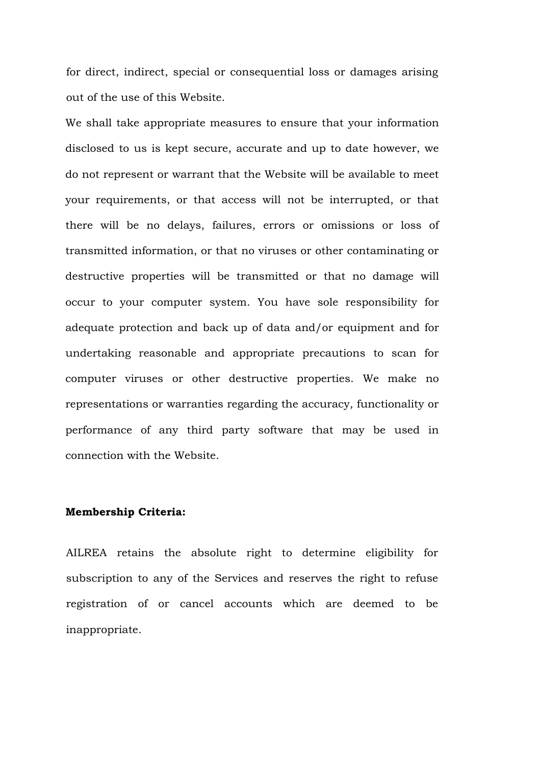for direct, indirect, special or consequential loss or damages arising out of the use of this Website.

We shall take appropriate measures to ensure that your information disclosed to us is kept secure, accurate and up to date however, we do not represent or warrant that the Website will be available to meet your requirements, or that access will not be interrupted, or that there will be no delays, failures, errors or omissions or loss of transmitted information, or that no viruses or other contaminating or destructive properties will be transmitted or that no damage will occur to your computer system. You have sole responsibility for adequate protection and back up of data and/or equipment and for undertaking reasonable and appropriate precautions to scan for computer viruses or other destructive properties. We make no representations or warranties regarding the accuracy, functionality or performance of any third party software that may be used in connection with the Website.

**Membership Criteria:**

AILREA retains the absolute right to determine eligibility for subscription to any of the Services and reserves the right to refuse registration of or cancel accounts which are deemed to be inappropriate.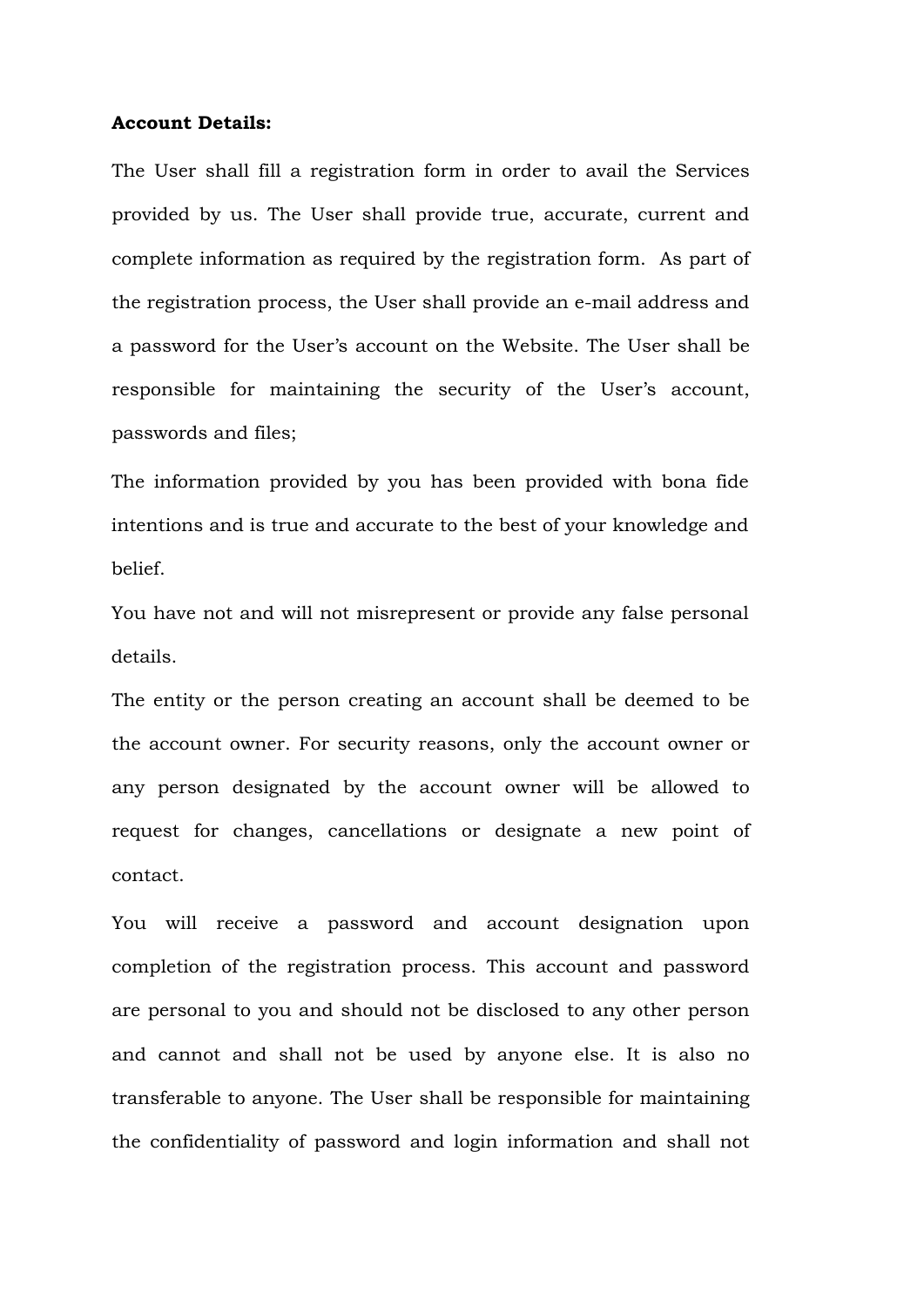**Account Details:**

The User shall fill a registration form in order to avail the Services provided by us. The User shall provide true, accurate, current and complete information as required by the registration form. As part of the registration process, the User shall provide an e-mail address and a password for the User's account on the Website. The User shall be responsible for maintaining the security of the User's account, passwords and files;

The information provided by you has been provided with bona fide intentions and is true and accurate to the best of your knowledge and belief.

You have not and will not misrepresent or provide any false personal details.

The entity or the person creating an account shall be deemed to be the account owner. For security reasons, only the account owner or any person designated by the account owner will be allowed to request for changes, cancellations or designate a new point of contact.

You will receive a password and account designation upon completion of the registration process. This account and password are personal to you and should not be disclosed to any other person and cannot and shall not be used by anyone else. It is also no transferable to anyone. The User shall be responsible for maintaining the confidentiality of password and login information and shall not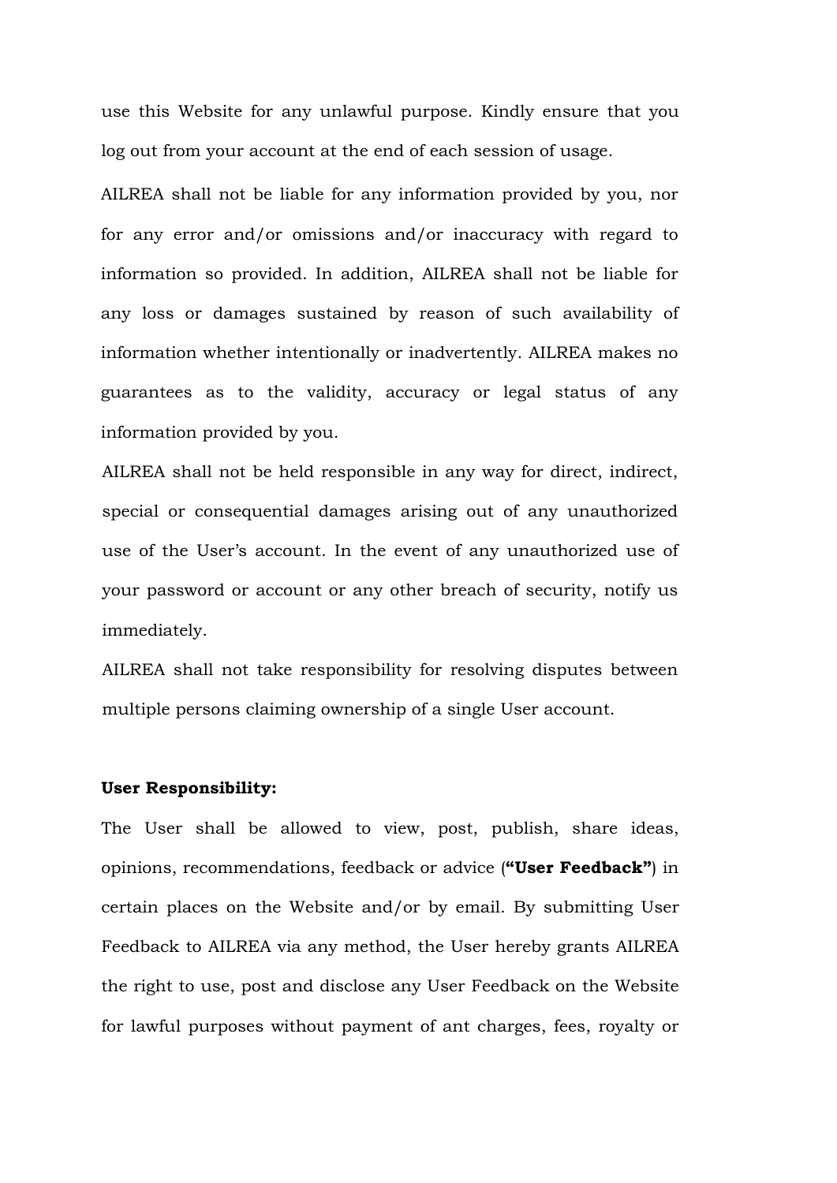use this Website for any unlawful purpose. Kindly ensure that you log out from your account at the end of each session of usage.

AILREA shall not be liable for any information provided by you, nor for any error and/or omissions and/or inaccuracy with regard to information so provided. In addition, AILREA shall not be liable for any loss or damages sustained by reason of such availability of information whether intentionally or inadvertently. AILREA makes no guarantees as to the validity, accuracy or legal status of any information provided by you.

AILREA shall not be held responsible in any way for direct, indirect, special or consequential damages arising out of any unauthorized use of the User's account. In the event of any unauthorized use of your password or account or any other breach of security, notify us immediately.

AILREA shall not take responsibility for resolving disputes between multiple persons claiming ownership of a single User account.

**User Responsibility:**

The User shall be allowed to view, post, publish, share ideas, opinions, recommendations, feedback or advice (**"User Feedback"**) in certain places on the Website and/or by email. By submitting User Feedback to AILREA via any method, the User hereby grants AILREA the right to use, post and disclose any User Feedback on the Website for lawful purposes without payment of ant charges, fees, royalty or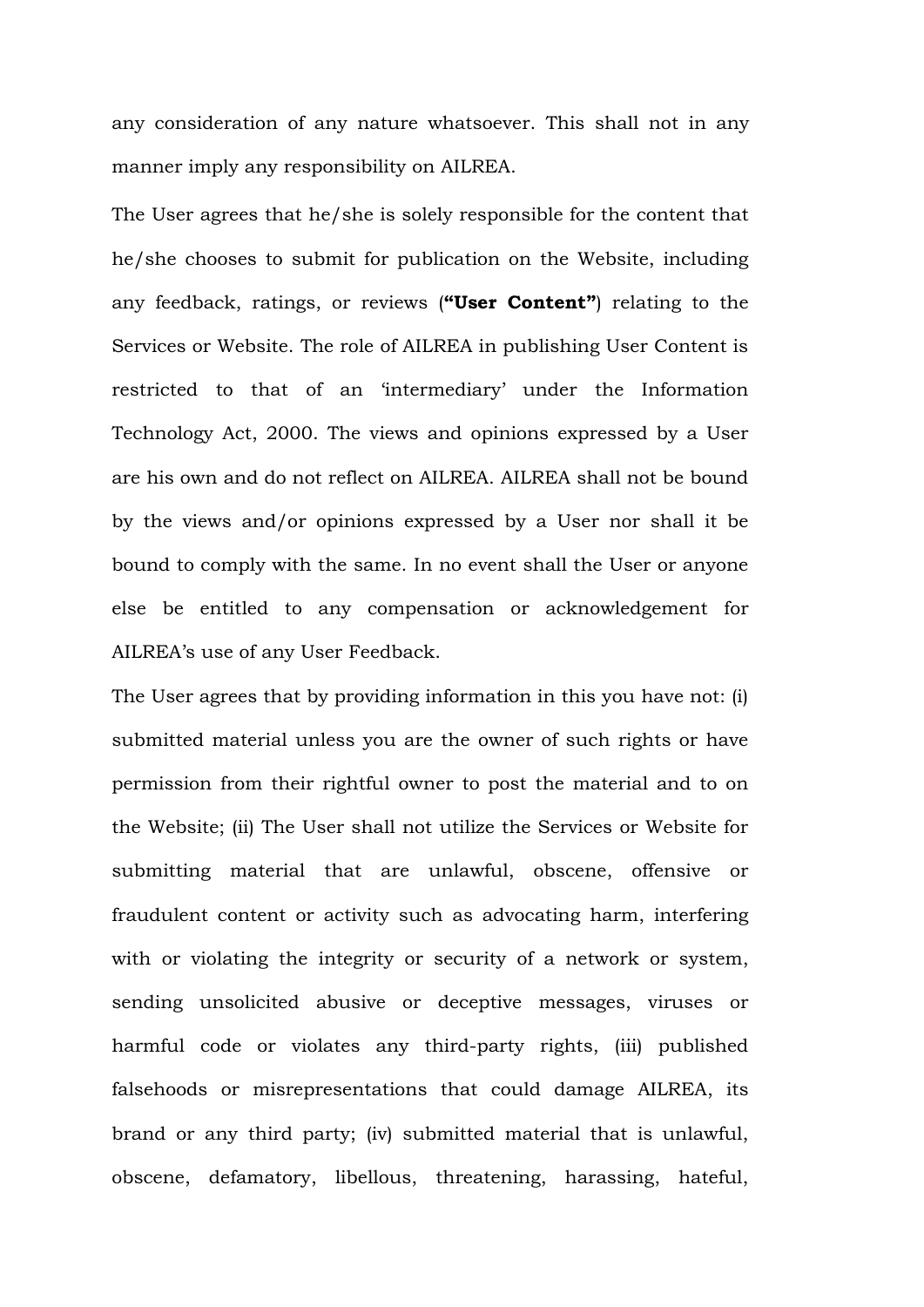any consideration of any nature whatsoever. This shall not in any manner imply any responsibility on AILREA.

The User agrees that he/she is solely responsible for the content that he/she chooses to submit for publication on the Website, including any feedback, ratings, or reviews (**"User Content"**) relating to the Services or Website. The role of AILREA in publishing User Content is restricted to that of an 'intermediary' under the Information Technology Act, 2000. The views and opinions expressed by a User are his own and do not reflect on AILREA. AILREA shall not be bound by the views and/or opinions expressed by a User nor shall it be bound to comply with the same. In no event shall the User or anyone else be entitled to any compensation or acknowledgement for AILREA's use of any User Feedback.

The User agrees that by providing information in this you have not: (i) submitted material unless you are the owner of such rights or have permission from their rightful owner to post the material and to on the Website; (ii) The User shall not utilize the Services or Website for submitting material that are unlawful, obscene, offensive or fraudulent content or activity such as advocating harm, interfering with or violating the integrity or security of a network or system, sending unsolicited abusive or deceptive messages, viruses or harmful code or violates any third-party rights, (iii) published falsehoods or misrepresentations that could damage AILREA, its brand or any third party; (iv) submitted material that is unlawful, obscene, defamatory, libellous, threatening, harassing, hateful,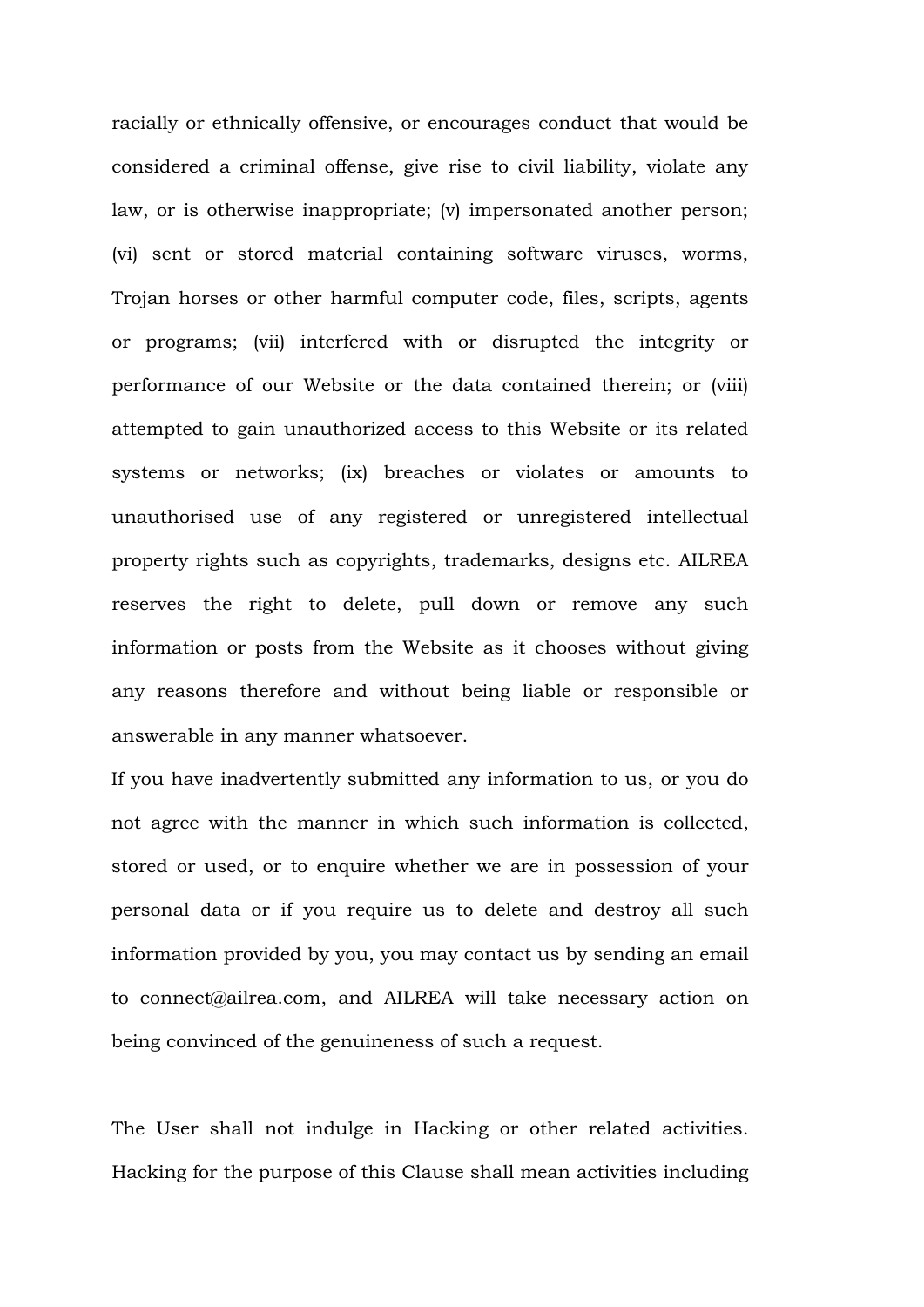racially or ethnically offensive, or encourages conduct that would be considered a criminal offense, give rise to civil liability, violate any law, or is otherwise inappropriate; (v) impersonated another person; (vi) sent or stored material containing software viruses, worms, Trojan horses or other harmful computer code, files, scripts, agents or programs; (vii) interfered with or disrupted the integrity or performance of our Website or the data contained therein; or (viii) attempted to gain unauthorized access to this Website or its related systems or networks; (ix) breaches or violates or amounts to unauthorised use of any registered or unregistered intellectual property rights such as copyrights, trademarks, designs etc. AILREA reserves the right to delete, pull down or remove any such information or posts from the Website as it chooses without giving any reasons therefore and without being liable or responsible or answerable in any manner whatsoever.

If you have inadvertently submitted any information to us, or you do not agree with the manner in which such information is collected, stored or used, or to enquire whether we are in possession of your personal data or if you require us to delete and destroy all such information provided by you, you may contact us by sending an email to connect@ailrea.com, and AILREA will take necessary action on being convinced of the genuineness of such a request.

The User shall not indulge in Hacking or other related activities. Hacking for the purpose of this Clause shall mean activities including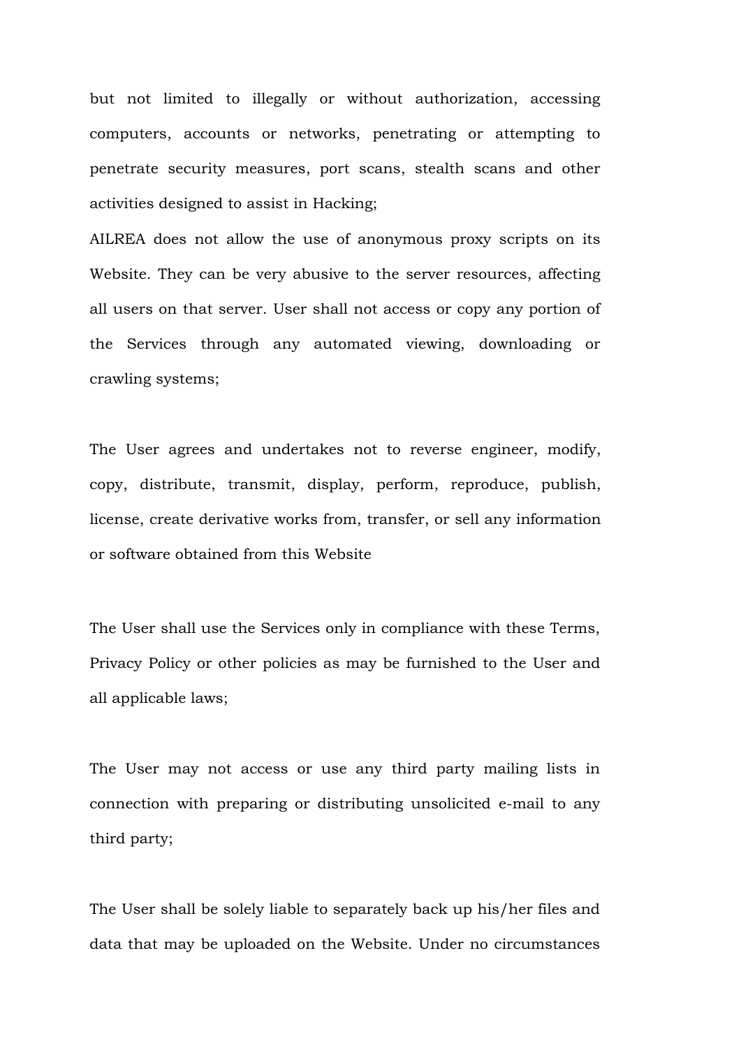but not limited to illegally or without authorization, accessing computers, accounts or networks, penetrating or attempting to penetrate security measures, port scans, stealth scans and other activities designed to assist in Hacking;

AILREA does not allow the use of anonymous proxy scripts on its Website. They can be very abusive to the server resources, affecting all users on that server. User shall not access or copy any portion of the Services through any automated viewing, downloading or crawling systems;

The User agrees and undertakes not to reverse engineer, modify, copy, distribute, transmit, display, perform, reproduce, publish, license, create derivative works from, transfer, or sell any information or software obtained from this Website

The User shall use the Services only in compliance with these Terms, Privacy Policy or other policies as may be furnished to the User and all applicable laws;

The User may not access or use any third party mailing lists in connection with preparing or distributing unsolicited e-mail to any third party;

The User shall be solely liable to separately back up his/her files and data that may be uploaded on the Website. Under no circumstances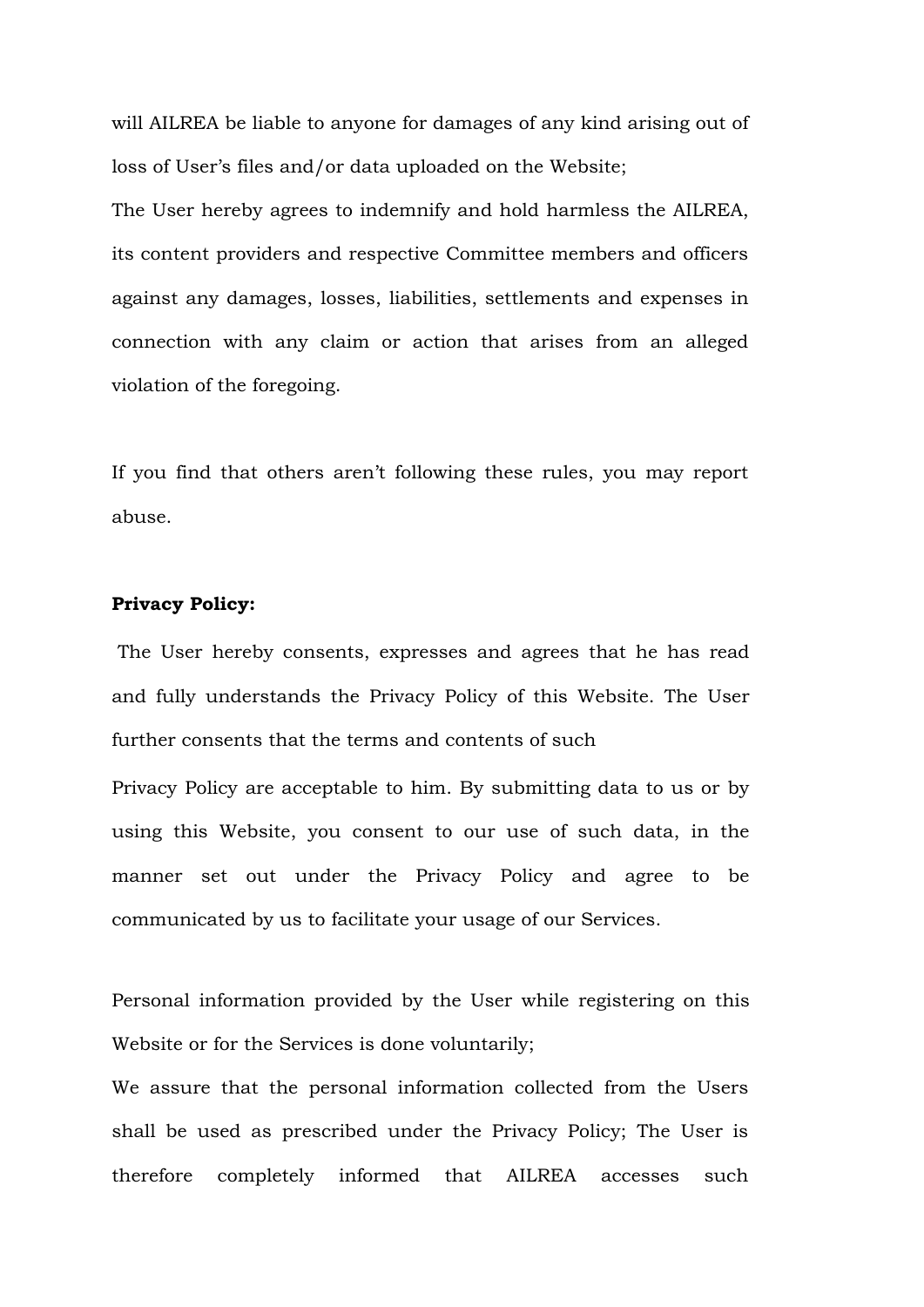will AILREA be liable to anyone for damages of any kind arising out of loss of User's files and/or data uploaded on the Website;

The User hereby agrees to indemnify and hold harmless the AILREA, its content providers and respective Committee members and officers against any damages, losses, liabilities, settlements and expenses in connection with any claim or action that arises from an alleged violation of the foregoing.

If you find that others aren't following these rules, you may report abuse.

**Privacy Policy:**

The User hereby consents, expresses and agrees that he has read and fully understands the Privacy Policy of this Website. The User further consents that the terms and contents of such Privacy Policy are acceptable to him. By submitting data to us or by using this Website, you consent to our use of such data, in the manner set out under the Privacy Policy and agree to be communicated by us to facilitate your usage of our Services.

Personal information provided by the User while registering on this Website or for the Services is done voluntarily;

We assure that the personal information collected from the Users shall be used as prescribed under the Privacy Policy; The User is therefore completely informed that AILREA accesses such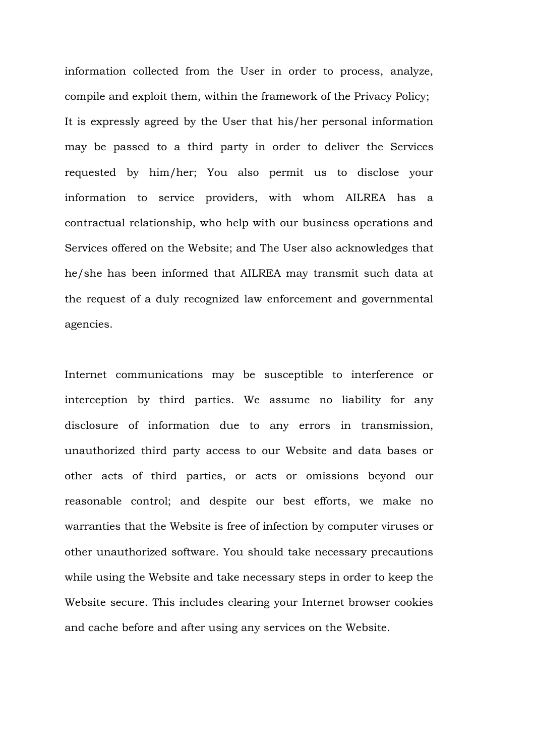information collected from the User in order to process, analyze, compile and exploit them, within the framework of the Privacy Policy; It is expressly agreed by the User that his/her personal information may be passed to a third party in order to deliver the Services requested by him/her; You also permit us to disclose your information to service providers, with whom AILREA has a contractual relationship, who help with our business operations and Services offered on the Website; and The User also acknowledges that he/she has been informed that AILREA may transmit such data at the request of a duly recognized law enforcement and governmental agencies.

Internet communications may be susceptible to interference or interception by third parties. We assume no liability for any disclosure of information due to any errors in transmission, unauthorized third party access to our Website and data bases or other acts of third parties, or acts or omissions beyond our reasonable control; and despite our best efforts, we make no warranties that the Website is free of infection by computer viruses or other unauthorized software. You should take necessary precautions while using the Website and take necessary steps in order to keep the Website secure. This includes clearing your Internet browser cookies and cache before and after using any services on the Website.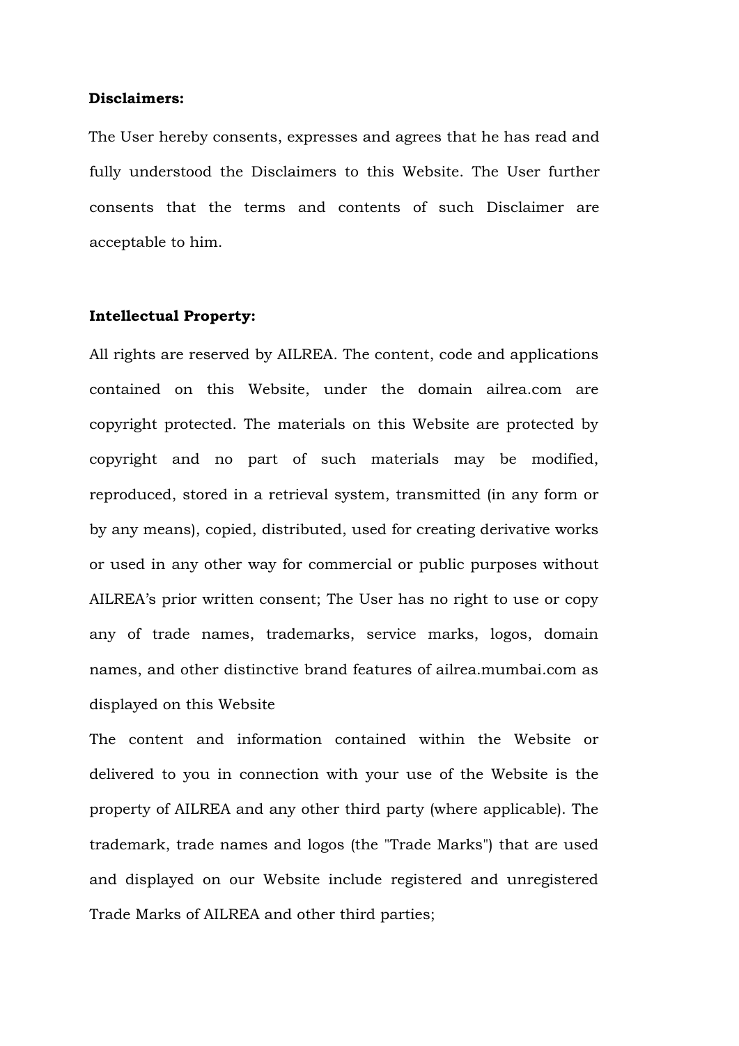**Disclaimers:**

The User hereby consents, expresses and agrees that he has read and fully understood the Disclaimers to this Website. The User further consents that the terms and contents of such Disclaimer are acceptable to him.

**Intellectual Property:**

All rights are reserved by AILREA. The content, code and applications contained on this Website, under the domain ailrea.com are copyright protected. The materials on this Website are protected by copyright and no part of such materials may be modified, reproduced, stored in a retrieval system, transmitted (in any form or by any means), copied, distributed, used for creating derivative works or used in any other way for commercial or public purposes without AILREA's prior written consent; The User has no right to use or copy any of trade names, trademarks, service marks, logos, domain names, and other distinctive brand features of ailrea.mumbai.com as displayed on this Website

The content and information contained within the Website or delivered to you in connection with your use of the Website is the property of AILREA and any other third party (where applicable). The trademark, trade names and logos (the "Trade Marks") that are used and displayed on our Website include registered and unregistered Trade Marks of AILREA and other third parties;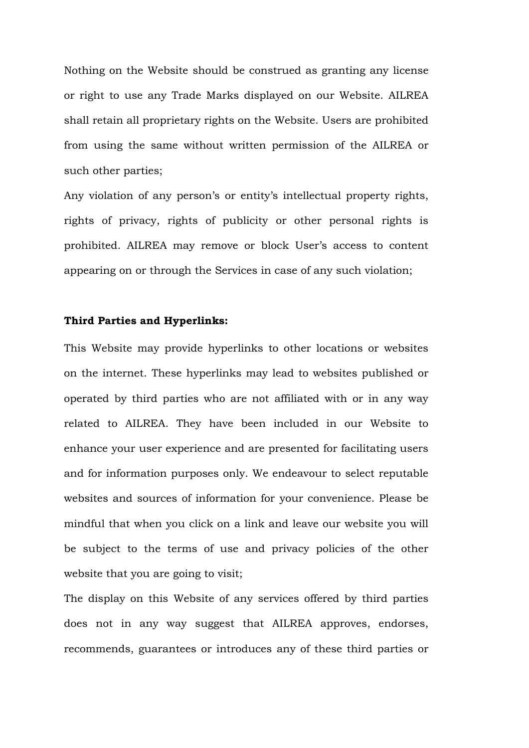Nothing on the Website should be construed as granting any license or right to use any Trade Marks displayed on our Website. AILREA shall retain all proprietary rights on the Website. Users are prohibited from using the same without written permission of the AILREA or such other parties;

Any violation of any person's or entity's intellectual property rights, rights of privacy, rights of publicity or other personal rights is prohibited. AILREA may remove or block User's access to content appearing on or through the Services in case of any such violation;

**Third Parties and Hyperlinks:**

This Website may provide hyperlinks to other locations or websites on the internet. These hyperlinks may lead to websites published or operated by third parties who are not affiliated with or in any way related to AILREA. They have been included in our Website to enhance your user experience and are presented for facilitating users and for information purposes only. We endeavour to select reputable websites and sources of information for your convenience. Please be mindful that when you click on a link and leave our website you will be subject to the terms of use and privacy policies of the other website that you are going to visit;

The display on this Website of any services offered by third parties does not in any way suggest that AILREA approves, endorses, recommends, guarantees or introduces any of these third parties or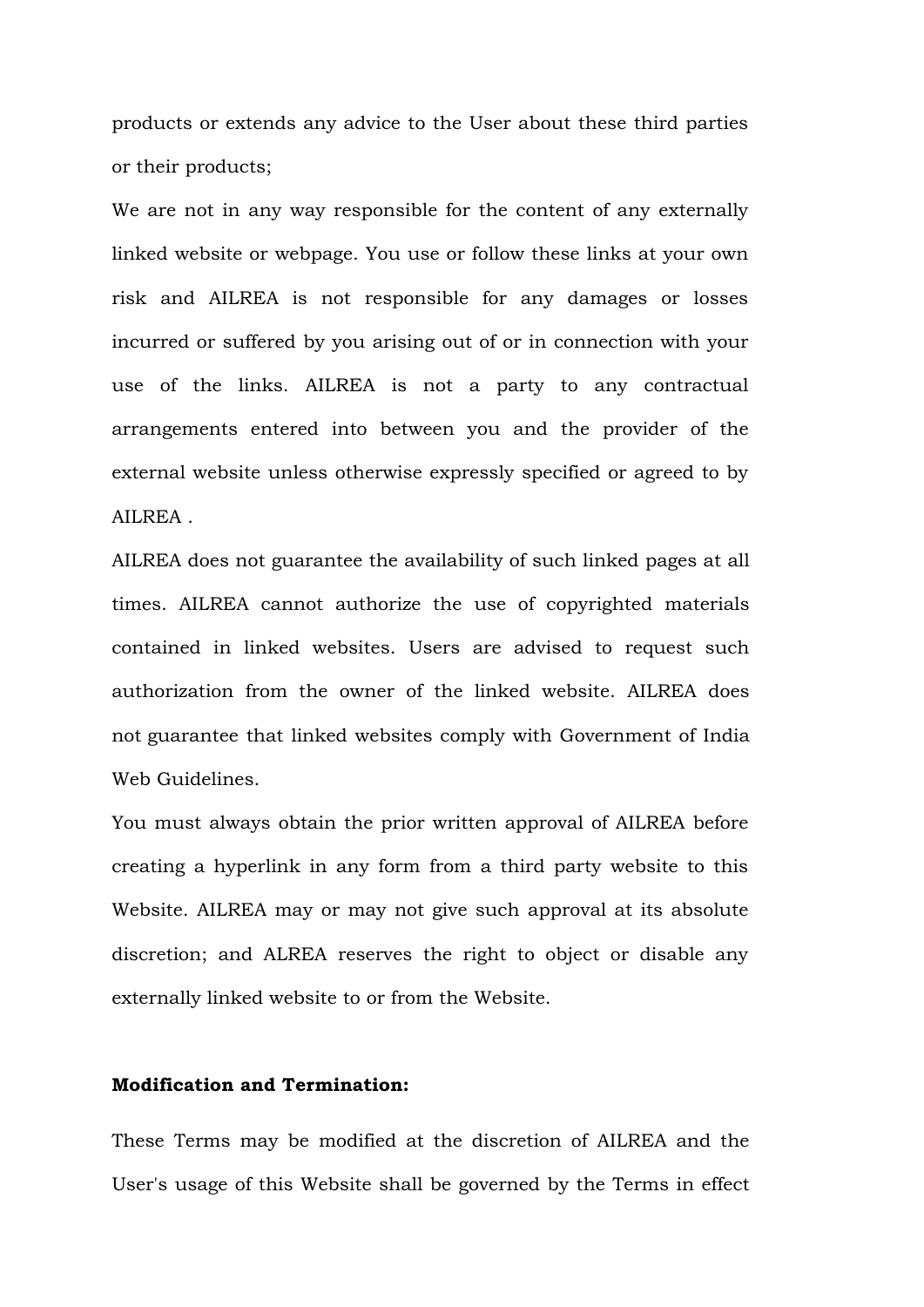products or extends any advice to the User about these third parties or their products;

We are not in any way responsible for the content of any externally linked website or webpage. You use or follow these links at your own risk and AILREA is not responsible for any damages or losses incurred or suffered by you arising out of or in connection with your use of the links. AILREA is not a party to any contractual arrangements entered into between you and the provider of the external website unless otherwise expressly specified or agreed to by AILREA .

AILREA does not guarantee the availability of such linked pages at all times. AILREA cannot authorize the use of copyrighted materials contained in linked websites. Users are advised to request such authorization from the owner of the linked website. AILREA does not guarantee that linked websites comply with Government of India Web Guidelines.

You must always obtain the prior written approval of AILREA before creating a hyperlink in any form from a third party website to this Website. AILREA may or may not give such approval at its absolute discretion; and ALREA reserves the right to object or disable any externally linked website to or from the Website.

**Modification and Termination:**

These Terms may be modified at the discretion of AILREA and the User's usage of this Website shall be governed by the Terms in effect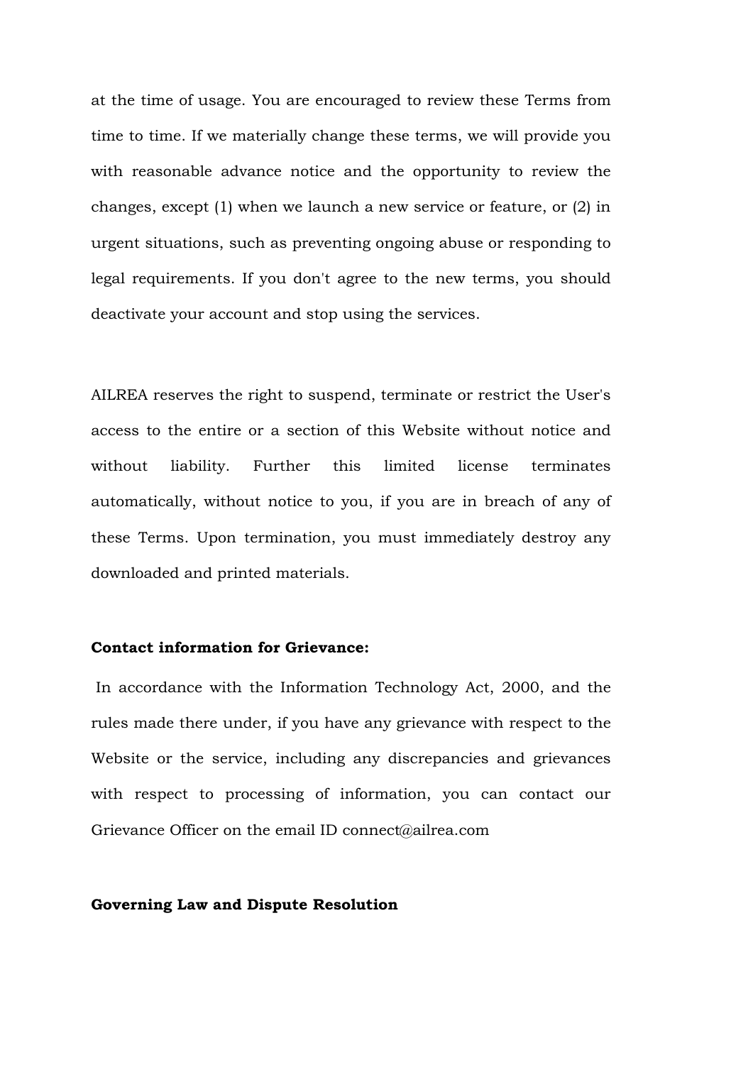at the time of usage. You are encouraged to review these Terms from time to time. If we materially change these terms, we will provide you with reasonable advance notice and the opportunity to review the changes, except (1) when we launch a new service or feature, or (2) in urgent situations, such as preventing ongoing abuse or responding to legal requirements. If you don't agree to the new terms, you should deactivate your account and stop using the services.

AILREA reserves the right to suspend, terminate or restrict the User's access to the entire or a section of this Website without notice and without liability. Further this limited license terminates automatically, without notice to you, if you are in breach of any of these Terms. Upon termination, you must immediately destroy any downloaded and printed materials.

**Contact information for Grievance:**

In accordance with the Information Technology Act, 2000, and the rules made there under, if you have any grievance with respect to the Website or the service, including any discrepancies and grievances with respect to processing of information, you can contact our Grievance Officer on the email ID connect@ailrea.com

**Governing Law and Dispute Resolution**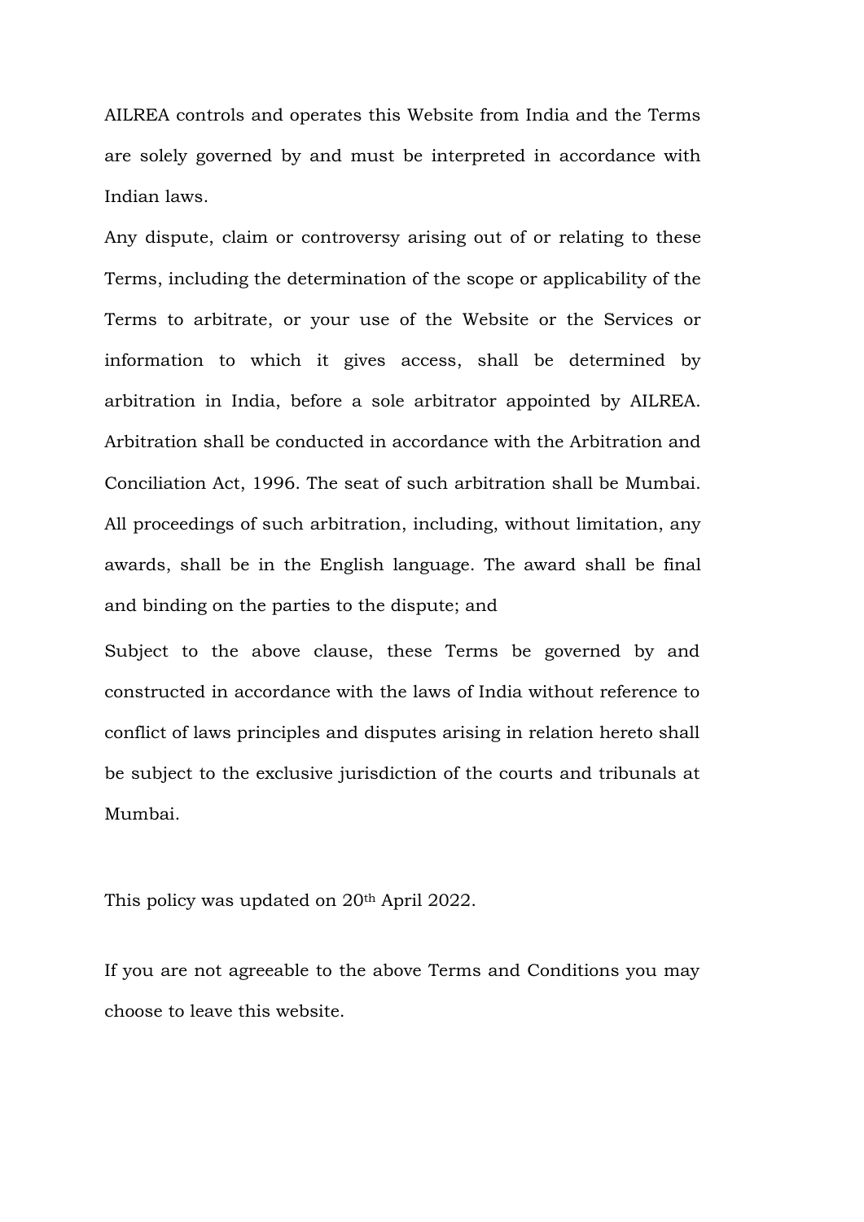AILREA controls and operates this Website from India and the Terms are solely governed by and must be interpreted in accordance with Indian laws.

Any dispute, claim or controversy arising out of or relating to these Terms, including the determination of the scope or applicability of the Terms to arbitrate, or your use of the Website or the Services or information to which it gives access, shall be determined by arbitration in India, before a sole arbitrator appointed by AILREA. Arbitration shall be conducted in accordance with the Arbitration and Conciliation Act, 1996. The seat of such arbitration shall be Mumbai. All proceedings of such arbitration, including, without limitation, any awards, shall be in the English language. The award shall be final and binding on the parties to the dispute; and

Subject to the above clause, these Terms be governed by and constructed in accordance with the laws of India without reference to conflict of laws principles and disputes arising in relation hereto shall be subject to the exclusive jurisdiction of the courts and tribunals at Mumbai.

This policy was updated on 20th April 2022.

If you are not agreeable to the above Terms and Conditions you may choose to leave this website.